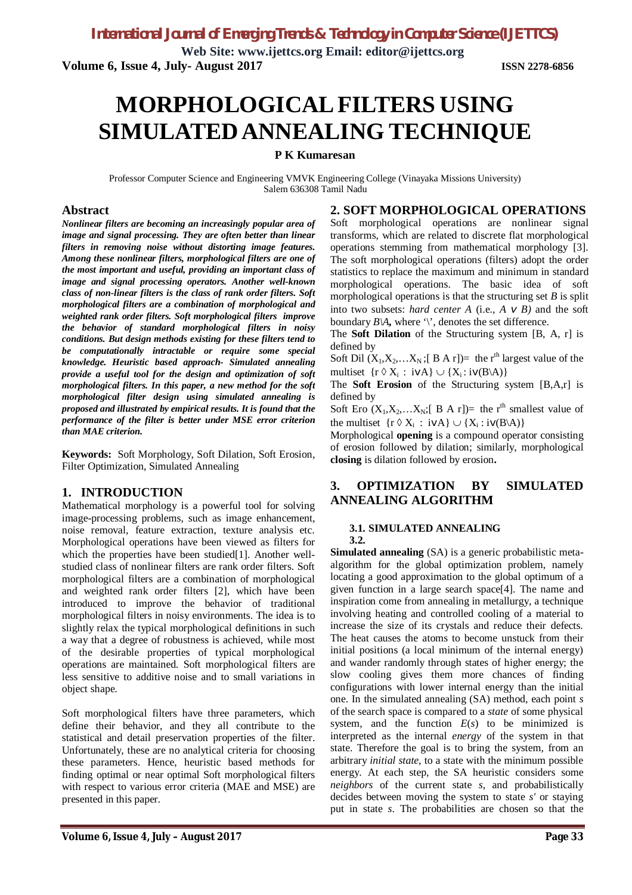# MORPHOLOGICAL FILTERS USING SIMULATED ANNEALING TECHNIQUE

**P K Kumaresan**

Professor Computer Science and Engineering VMVK Engineering College (Vinayaka Missions University)
Salem 636308 Tamil Nadu

## Abstract

***Nonlinear filters are becoming an increasingly popular area of image and signal processing. They are often better than linear filters in removing noise without distorting image features. Among these nonlinear filters, morphological filters are one of the most important and useful, providing an important class of image and signal processing operators. Another well-known class of non-linear filters is the class of rank order filters. Soft morphological filters are a combination of morphological and weighted rank order filters. Soft morphological filters improve the behavior of standard morphological filters in noisy conditions. But design methods existing for these filters tend to be computationally intractable or require some special knowledge. Heuristic based approach- Simulated annealing provide a useful tool for the design and optimization of soft morphological filters. In this paper, a new method for the soft morphological filter design using simulated annealing is proposed and illustrated by empirical results. It is found that the performance of the filter is better under MSE error criterion than MAE criterion.***

**Keywords:** Soft Morphology, Soft Dilation, Soft Erosion, Filter Optimization, Simulated Annealing

## 1. INTRODUCTION

Mathematical morphology is a powerful tool for solving image-processing problems, such as image enhancement, noise removal, feature extraction, texture analysis etc. Morphological operations have been viewed as filters for which the properties have been studied[1]. Another well-studied class of nonlinear filters are rank order filters. Soft morphological filters are a combination of morphological and weighted rank order filters [2], which have been introduced to improve the behavior of traditional morphological filters in noisy environments. The idea is to slightly relax the typical morphological definitions in such a way that a degree of robustness is achieved, while most of the desirable properties of typical morphological operations are maintained. Soft morphological filters are less sensitive to additive noise and to small variations in object shape.

Soft morphological filters have three parameters, which define their behavior, and they all contribute to the statistical and detail preservation properties of the filter. Unfortunately, these are no analytical criteria for choosing these parameters. Hence, heuristic based methods for finding optimal or near optimal Soft morphological filters with respect to various error criteria (MAE and MSE) are presented in this paper.

## 2. SOFT MORPHOLOGICAL OPERATIONS

Soft morphological operations are nonlinear signal transforms, which are related to discrete flat morphological operations stemming from mathematical morphology [3]. The soft morphological operations (filters) adopt the order statistics to replace the maximum and minimum in standard morphological operations. The basic idea of soft morphological operations is that the structuring set $B$ is split into two subsets: *hard center A* (i.e., $A \vee B$) and the soft boundary $B\backslash A$, where '\', denotes the set difference.

The **Soft Dilation** of the Structuring system [B, A, r] is defined by

Soft Dil $(X_1, X_2, \ldots X_N; [\text{B A r}])$ = the $r^{th}$ largest value of the multiset $\{r \lozenge X_i : i \vee A\} \cup \{X_i : i \vee (B \backslash A)\}$

The **Soft Erosion** of the Structuring system [B,A,r] is defined by

Soft Ero $(X_1, X_2, \ldots X_N; [\text{B A r}])$ = the $r^{th}$ smallest value of the multiset $\{r \lozenge X_i : i \vee A\} \cup \{X_i : i \vee (B \backslash A)\}$

Morphological **opening** is a compound operator consisting of erosion followed by dilation; similarly, morphological **closing** is dilation followed by erosion**.**

## 3. OPTIMIZATION BY SIMULATED ANNEALING ALGORITHM

### 3.1. SIMULATED ANNEALING

### 3.2.

**Simulated annealing** (SA) is a generic probabilistic meta-algorithm for the global optimization problem, namely locating a good approximation to the global optimum of a given function in a large search space[4]. The name and inspiration come from annealing in metallurgy, a technique involving heating and controlled cooling of a material to increase the size of its crystals and reduce their defects. The heat causes the atoms to become unstuck from their initial positions (a local minimum of the internal energy) and wander randomly through states of higher energy; the slow cooling gives them more chances of finding configurations with lower internal energy than the initial one. In the simulated annealing (SA) method, each point *s* of the search space is compared to a *state* of some physical system, and the function $E(s)$ to be minimized is interpreted as the internal *energy* of the system in that state. Therefore the goal is to bring the system, from an arbitrary *initial state*, to a state with the minimum possible energy. At each step, the SA heuristic considers some *neighbors* of the current state *s*, and probabilistically decides between moving the system to state *s'* or staying put in state *s*. The probabilities are chosen so that the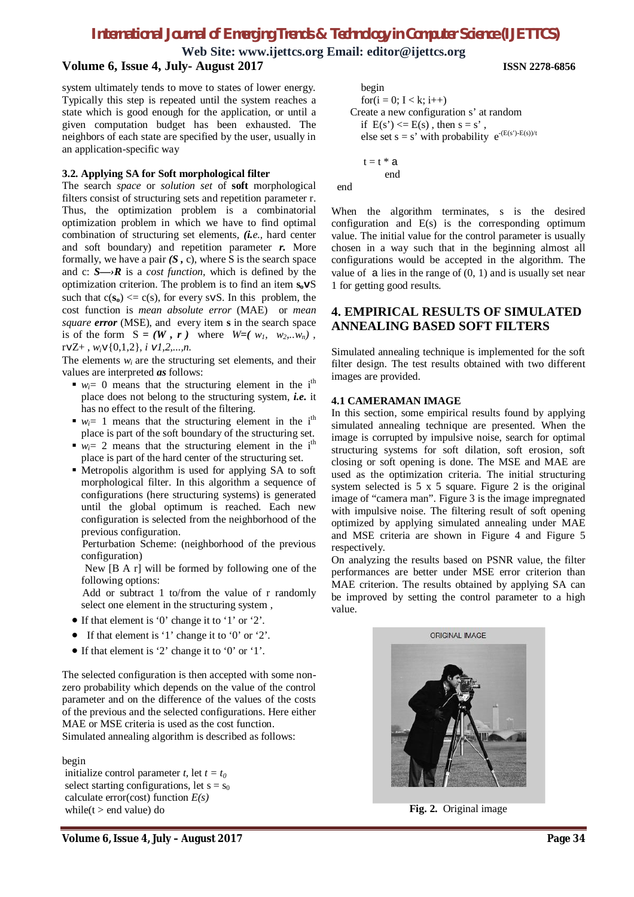system ultimately tends to move to states of lower energy. Typically this step is repeated until the system reaches a state which is good enough for the application, or until a given computation budget has been exhausted. The neighbors of each state are specified by the user, usually in an application-specific way

### 3.2. Applying SA for Soft morphological filter

The search *space* or *solution set* of **soft** morphological filters consist of structuring sets and repetition parameter r. Thus, the optimization problem is a combinatorial optimization problem in which we have to find optimal combination of structuring set elements, ***(i.e.,*** hard center and soft boundary) and repetition parameter ***r.*** More formally, we have a pair ***(S ,*** c), where S is the search space and c: ***S—›R*** is a *cost function*, which is defined by the optimization criterion. The problem is to find an item $\mathbf{s_0} \in S$ such that $c(\mathbf{s_0}) <= c(s)$, for every $s \in S$. In this problem, the cost function is *mean absolute error* (MAE) or *mean square **error*** (MSE), and every item **s** in the search space is of the form $S = (W, r)$ where $W = (w_1, w_2,..w_n)$, $r \in Z+$, $w_i \in \{0,1,2\}$, $i \in 1,2,...,n$.

The elements $w_i$ are the structuring set elements, and their values are interpreted ***as*** follows:

- $w_i = 0$ means that the structuring element in the i[th] place does not belong to the structuring system, ***i.e.*** it has no effect to the result of the filtering.
- $w_i = 1$ means that the structuring element in the i[th] place is part of the soft boundary of the structuring set.
- $w_i = 2$ means that the structuring element in the i[th] place is part of the hard center of the structuring set.
- Metropolis algorithm is used for applying SA to soft morphological filter. In this algorithm a sequence of configurations (here structuring systems) is generated until the global optimum is reached. Each new configuration is selected from the neighborhood of the previous configuration.

  Perturbation Scheme: (neighborhood of the previous configuration)

  New [B A r] will be formed by following one of the following options:

  Add or subtract 1 to/from the value of r randomly select one element in the structuring system ,

- If that element is '0' change it to '1' or '2'.
- If that element is '1' change it to '0' or '2'.
- If that element is '2' change it to '0' or '1'.

The selected configuration is then accepted with some non-zero probability which depends on the value of the control parameter and on the difference of the values of the costs of the previous and the selected configurations. Here either MAE or MSE criteria is used as the cost function.

Simulated annealing algorithm is described as follows:

```
begin
 initialize control parameter t, let t = t0
 select starting configurations, let s = s0
 calculate error(cost) function E(s)
 while(t > end value) do
    begin
    for(i = 0; I < k; i++)
  Create a new configuration s' at random
    if E(s') <= E(s) , then s = s' ,
    else set s = s' with probability e^(-(E(s')-E(s))/t)

    t = t * a
        end
end
```

When the algorithm terminates, s is the desired configuration and E(s) is the corresponding optimum value. The initial value for the control parameter is usually chosen in a way such that in the beginning almost all configurations would be accepted in the algorithm. The value of a lies in the range of (0, 1) and is usually set near 1 for getting good results.

## 4. EMPIRICAL RESULTS OF SIMULATED ANNEALING BASED SOFT FILTERS

Simulated annealing technique is implemented for the soft filter design. The test results obtained with two different images are provided.

### 4.1 CAMERAMAN IMAGE

In this section, some empirical results found by applying simulated annealing technique are presented. When the image is corrupted by impulsive noise, search for optimal structuring systems for soft dilation, soft erosion, soft closing or soft opening is done. The MSE and MAE are used as the optimization criteria. The initial structuring system selected is 5 x 5 square. Figure 2 is the original image of "camera man". Figure 3 is the image impregnated with impulsive noise. The filtering result of soft opening optimized by applying simulated annealing under MAE and MSE criteria are shown in Figure 4 and Figure 5 respectively.

On analyzing the results based on PSNR value, the filter performances are better under MSE error criterion than MAE criterion. The results obtained by applying SA can be improved by setting the control parameter to a high value.

**Fig. 2.** Original image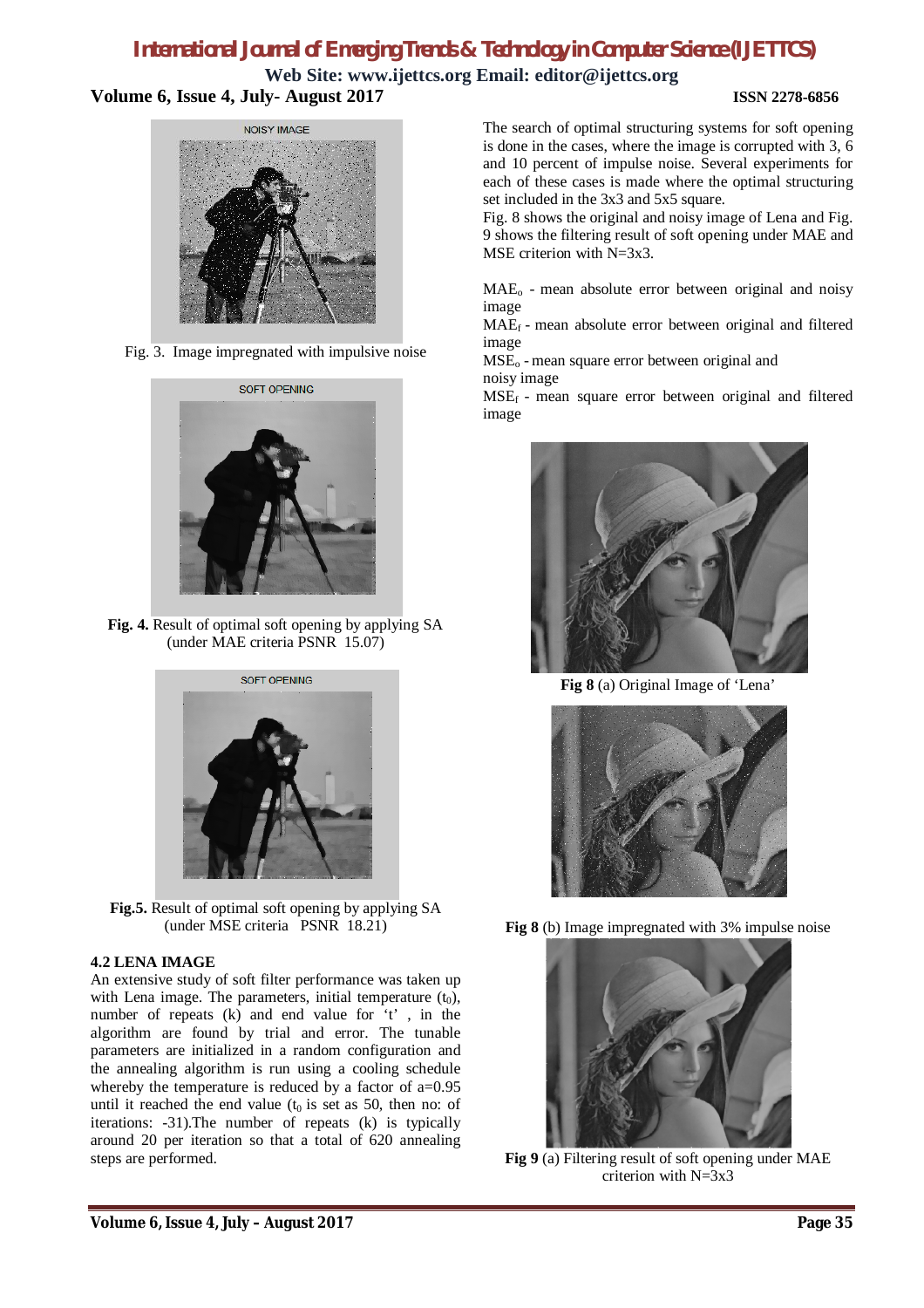Fig. 3. Image impregnated with impulsive noise

**Fig. 4.** Result of optimal soft opening by applying SA (under MAE criteria PSNR 15.07)

**Fig.5.** Result of optimal soft opening by applying SA (under MSE criteria PSNR 18.21)

**4.2 LENA IMAGE**

An extensive study of soft filter performance was taken up with Lena image. The parameters, initial temperature ($t_0$), number of repeats (k) and end value for 't' , in the algorithm are found by trial and error. The tunable parameters are initialized in a random configuration and the annealing algorithm is run using a cooling schedule whereby the temperature is reduced by a factor of a=0.95 until it reached the end value ($t_0$ is set as 50, then no: of iterations: -31).The number of repeats (k) is typically around 20 per iteration so that a total of 620 annealing steps are performed.

The search of optimal structuring systems for soft opening is done in the cases, where the image is corrupted with 3, 6 and 10 percent of impulse noise. Several experiments for each of these cases is made where the optimal structuring set included in the 3x3 and 5x5 square.

Fig. 8 shows the original and noisy image of Lena and Fig. 9 shows the filtering result of soft opening under MAE and MSE criterion with N=3x3.

$MAE_o$ - mean absolute error between original and noisy image

$MAE_f$ - mean absolute error between original and filtered image

$MSE_o$ - mean square error between original and noisy image

$MSE_f$ - mean square error between original and filtered image

**Fig 8** (a) Original Image of 'Lena'

**Fig 8** (b) Image impregnated with 3% impulse noise

**Fig 9** (a) Filtering result of soft opening under MAE criterion with N=3x3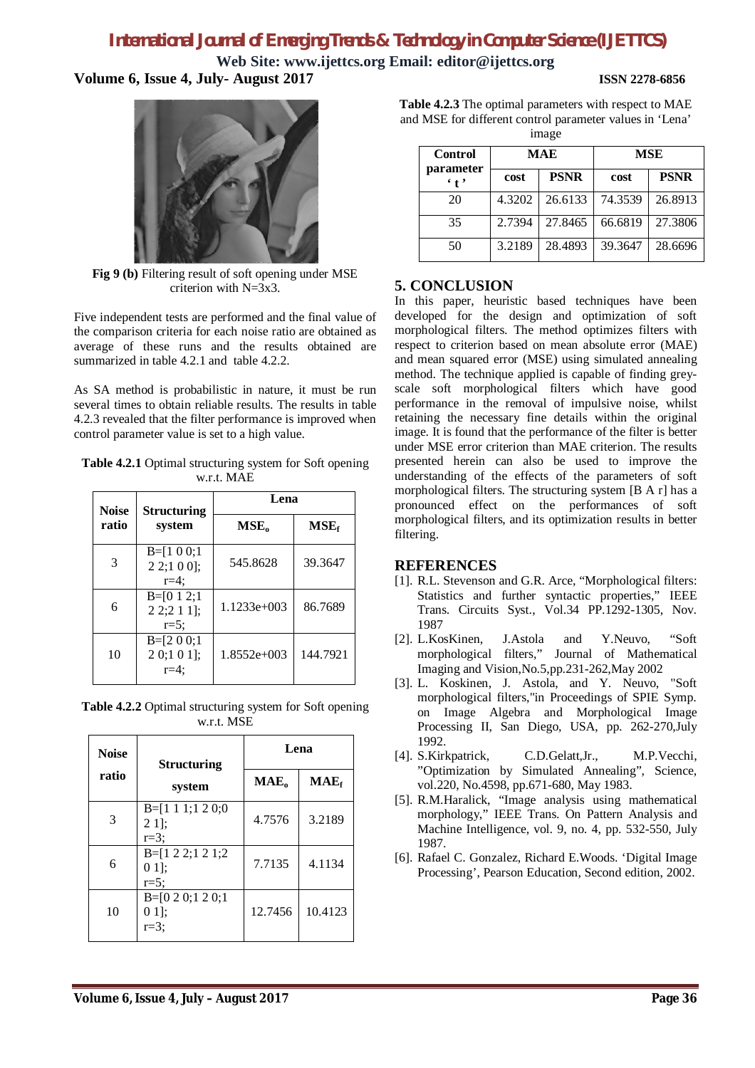Fig 9 (b) Filtering result of soft opening under MSE criterion with N=3x3.

Five independent tests are performed and the final value of the comparison criteria for each noise ratio are obtained as average of these runs and the results obtained are summarized in table 4.2.1 and table 4.2.2.

As SA method is probabilistic in nature, it must be run several times to obtain reliable results. The results in table 4.2.3 revealed that the filter performance is improved when control parameter value is set to a high value.

**Table 4.2.1** Optimal structuring system for Soft opening w.r.t. MAE

| Noise ratio | Structuring system | Lena | |
|---|---|---|---|
| | | $MSE_o$ | $MSE_f$ |
| 3 | B=[1 0 0;1 2 2;1 0 0]; r=4; | 545.8628 | 39.3647 |
| 6 | B=[0 1 2;1 2 2;2 1 1]; r=5; | 1.1233e+003 | 86.7689 |
| 10 | B=[2 0 0;1 2 0;1 0 1]; r=4; | 1.8552e+003 | 144.7921 |

**Table 4.2.2** Optimal structuring system for Soft opening w.r.t. MSE

| Noise ratio | Structuring system | Lena | |
|---|---|---|---|
| | | $MAE_o$ | $MAE_f$ |
| 3 | B=[1 1 1;1 2 0;0 2 1]; r=3; | 4.7576 | 3.2189 |
| 6 | B=[1 2 2;1 2 1;2 0 1]; r=5; | 7.7135 | 4.1134 |
| 10 | B=[0 2 0;1 2 0;1 0 1]; r=3; | 12.7456 | 10.4123 |

**Table 4.2.3** The optimal parameters with respect to MAE and MSE for different control parameter values in 'Lena' image

| Control parameter 't' | MAE | | MSE | |
|---|---|---|---|---|
| | cost | PSNR | cost | PSNR |
| 20 | 4.3202 | 26.6133 | 74.3539 | 26.8913 |
| 35 | 2.7394 | 27.8465 | 66.6819 | 27.3806 |
| 50 | 3.2189 | 28.4893 | 39.3647 | 28.6696 |

## 5. CONCLUSION

In this paper, heuristic based techniques have been developed for the design and optimization of soft morphological filters. The method optimizes filters with respect to criterion based on mean absolute error (MAE) and mean squared error (MSE) using simulated annealing method. The technique applied is capable of finding grey-scale soft morphological filters which have good performance in the removal of impulsive noise, whilst retaining the necessary fine details within the original image. It is found that the performance of the filter is better under MSE error criterion than MAE criterion. The results presented herein can also be used to improve the understanding of the effects of the parameters of soft morphological filters. The structuring system [B A r] has a pronounced effect on the performances of soft morphological filters, and its optimization results in better filtering.

## REFERENCES

[1]. R.L. Stevenson and G.R. Arce, "Morphological filters: Statistics and further syntactic properties," IEEE Trans. Circuits Syst., Vol.34 PP.1292-1305, Nov. 1987

[2]. L.KosKinen, J.Astola and Y.Neuvo, "Soft morphological filters," Journal of Mathematical Imaging and Vision,No.5,pp.231-262,May 2002

[3]. L. Koskinen, J. Astola, and Y. Neuvo, "Soft morphological filters,"in Proceedings of SPIE Symp. on Image Algebra and Morphological Image Processing II, San Diego, USA, pp. 262-270,July 1992.

[4]. S.Kirkpatrick, C.D.Gelatt,Jr., M.P.Vecchi, "Optimization by Simulated Annealing", Science, vol.220, No.4598, pp.671-680, May 1983.

[5]. R.M.Haralick, "Image analysis using mathematical morphology," IEEE Trans. On Pattern Analysis and Machine Intelligence, vol. 9, no. 4, pp. 532-550, July 1987.

[6]. Rafael C. Gonzalez, Richard E.Woods. 'Digital Image Processing', Pearson Education, Second edition, 2002.